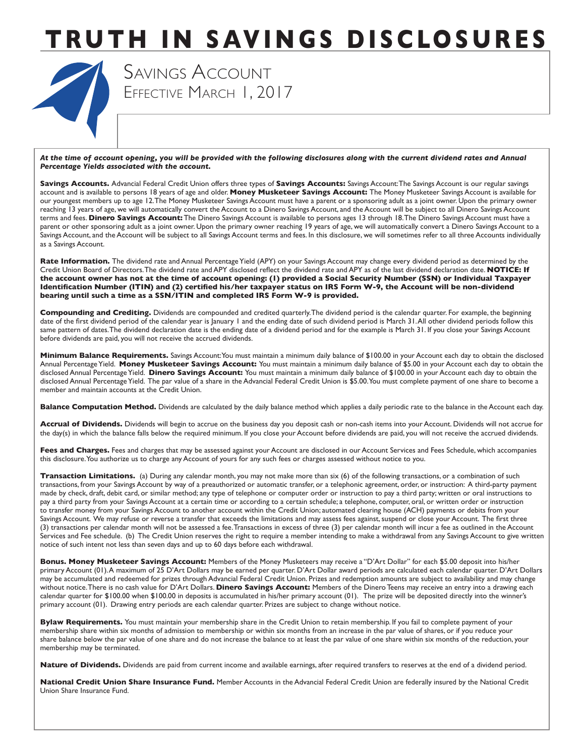# TRUTH IN SAVINGS DISCLOSURES

## Savings Account
### Effective March 1, 2017

***At the time of account opening, you will be provided with the following disclosures along with the current dividend rates and Annual Percentage Yields associated with the account.***

**Savings Accounts.** Advancial Federal Credit Union offers three types of **Savings Accounts:** Savings Account: The Savings Account is our regular savings account and is available to persons 18 years of age and older. **Money Musketeer Savings Account:** The Money Musketeer Savings Account is available for our youngest members up to age 12. The Money Musketeer Savings Account must have a parent or a sponsoring adult as a joint owner. Upon the primary owner reaching 13 years of age, we will automatically convert the Account to a Dinero Savings Account, and the Account will be subject to all Dinero Savings Account terms and fees. **Dinero Savings Account:** The Dinero Savings Account is available to persons ages 13 through 18. The Dinero Savings Account must have a parent or other sponsoring adult as a joint owner. Upon the primary owner reaching 19 years of age, we will automatically convert a Dinero Savings Account to a Savings Account, and the Account will be subject to all Savings Account terms and fees. In this disclosure, we will sometimes refer to all three Accounts individually as a Savings Account.

**Rate Information.** The dividend rate and Annual Percentage Yield (APY) on your Savings Account may change every dividend period as determined by the Credit Union Board of Directors. The dividend rate and APY disclosed reflect the dividend rate and APY as of the last dividend declaration date. **NOTICE: If the account owner has not at the time of account opening: (1) provided a Social Security Number (SSN) or Individual Taxpayer Identification Number (ITIN) and (2) certified his/her taxpayer status on IRS Form W-9, the Account will be non-dividend bearing until such a time as a SSN/ITIN and completed IRS Form W-9 is provided.**

**Compounding and Crediting.** Dividends are compounded and credited quarterly. The dividend period is the calendar quarter. For example, the beginning date of the first dividend period of the calendar year is January 1 and the ending date of such dividend period is March 31. All other dividend periods follow this same pattern of dates. The dividend declaration date is the ending date of a dividend period and for the example is March 31. If you close your Savings Account before dividends are paid, you will not receive the accrued dividends.

**Minimum Balance Requirements.** Savings Account: You must maintain a minimum daily balance of $100.00 in your Account each day to obtain the disclosed Annual Percentage Yield. **Money Musketeer Savings Account:** You must maintain a minimum daily balance of $5.00 in your Account each day to obtain the disclosed Annual Percentage Yield. **Dinero Savings Account:** You must maintain a minimum daily balance of $100.00 in your Account each day to obtain the disclosed Annual Percentage Yield. The par value of a share in the Advancial Federal Credit Union is $5.00. You must complete payment of one share to become a member and maintain accounts at the Credit Union.

**Balance Computation Method.** Dividends are calculated by the daily balance method which applies a daily periodic rate to the balance in the Account each day.

**Accrual of Dividends.** Dividends will begin to accrue on the business day you deposit cash or non-cash items into your Account. Dividends will not accrue for the day(s) in which the balance falls below the required minimum. If you close your Account before dividends are paid, you will not receive the accrued dividends.

**Fees and Charges.** Fees and charges that may be assessed against your Account are disclosed in our Account Services and Fees Schedule, which accompanies this disclosure. You authorize us to charge any Account of yours for any such fees or charges assessed without notice to you.

**Transaction Limitations.** (a) During any calendar month, you may not make more than six (6) of the following transactions, or a combination of such transactions, from your Savings Account by way of a preauthorized or automatic transfer, or a telephonic agreement, order, or instruction: A third-party payment made by check, draft, debit card, or similar method; any type of telephone or computer order or instruction to pay a third party; written or oral instructions to pay a third party from your Savings Account at a certain time or according to a certain schedule; a telephone, computer, oral, or written order or instruction to transfer money from your Savings Account to another account within the Credit Union; automated clearing house (ACH) payments or debits from your Savings Account. We may refuse or reverse a transfer that exceeds the limitations and may assess fees against, suspend or close your Account. The first three (3) transactions per calendar month will not be assessed a fee. Transactions in excess of three (3) per calendar month will incur a fee as outlined in the Account Services and Fee schedule. (b) The Credit Union reserves the right to require a member intending to make a withdrawal from any Savings Account to give written notice of such intent not less than seven days and up to 60 days before each withdrawal.

**Bonus. Money Musketeer Savings Account:** Members of the Money Musketeers may receive a "D'Art Dollar" for each $5.00 deposit into his/her primary Account (01). A maximum of 25 D'Art Dollars may be earned per quarter. D'Art Dollar award periods are calculated each calendar quarter. D'Art Dollars may be accumulated and redeemed for prizes through Advancial Federal Credit Union. Prizes and redemption amounts are subject to availability and may change without notice. There is no cash value for D'Art Dollars. **Dinero Savings Account:** Members of the Dinero Teens may receive an entry into a drawing each calendar quarter for $100.00 when $100.00 in deposits is accumulated in his/her primary account (01). The prize will be deposited directly into the winner's primary account (01). Drawing entry periods are each calendar quarter. Prizes are subject to change without notice.

**Bylaw Requirements.** You must maintain your membership share in the Credit Union to retain membership. If you fail to complete payment of your membership share within six months of admission to membership or within six months from an increase in the par value of shares, or if you reduce your share balance below the par value of one share and do not increase the balance to at least the par value of one share within six months of the reduction, your membership may be terminated.

**Nature of Dividends.** Dividends are paid from current income and available earnings, after required transfers to reserves at the end of a dividend period.

**National Credit Union Share Insurance Fund.** Member Accounts in the Advancial Federal Credit Union are federally insured by the National Credit Union Share Insurance Fund.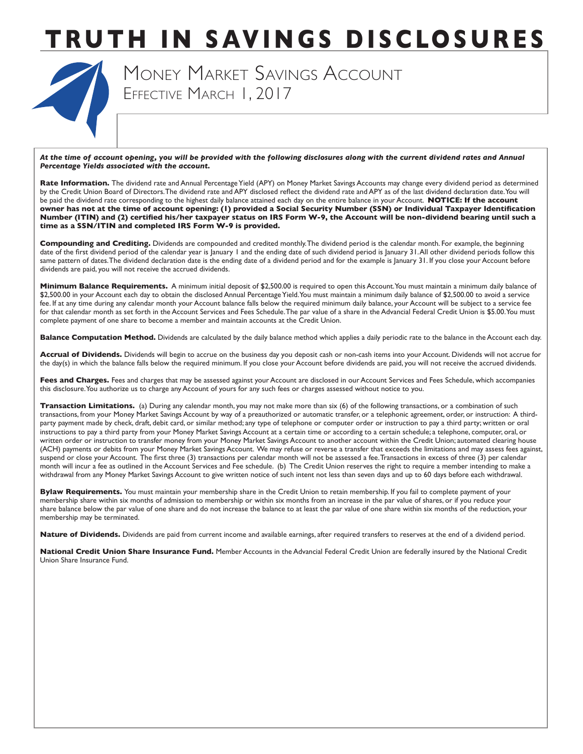# TRUTH IN SAVINGS DISCLOSURES

## Money Market Savings Account
Effective March 1, 2017

***At the time of account opening, you will be provided with the following disclosures along with the current dividend rates and Annual Percentage Yields associated with the account.***

**Rate Information.** The dividend rate and Annual Percentage Yield (APY) on Money Market Savings Accounts may change every dividend period as determined by the Credit Union Board of Directors. The dividend rate and APY disclosed reflect the dividend rate and APY as of the last dividend declaration date. You will be paid the dividend rate corresponding to the highest daily balance attained each day on the entire balance in your Account. **NOTICE: If the account owner has not at the time of account opening: (1) provided a Social Security Number (SSN) or Individual Taxpayer Identification Number (ITIN) and (2) certified his/her taxpayer status on IRS Form W-9, the Account will be non-dividend bearing until such a time as a SSN/ITIN and completed IRS Form W-9 is provided.**

**Compounding and Crediting.** Dividends are compounded and credited monthly. The dividend period is the calendar month. For example, the beginning date of the first dividend period of the calendar year is January 1 and the ending date of such dividend period is January 31. All other dividend periods follow this same pattern of dates. The dividend declaration date is the ending date of a dividend period and for the example is January 31. If you close your Account before dividends are paid, you will not receive the accrued dividends.

**Minimum Balance Requirements.** A minimum initial deposit of $2,500.00 is required to open this Account. You must maintain a minimum daily balance of $2,500.00 in your Account each day to obtain the disclosed Annual Percentage Yield. You must maintain a minimum daily balance of $2,500.00 to avoid a service fee. If at any time during any calendar month your Account balance falls below the required minimum daily balance, your Account will be subject to a service fee for that calendar month as set forth in the Account Services and Fees Schedule. The par value of a share in the Advancial Federal Credit Union is $5.00. You must complete payment of one share to become a member and maintain accounts at the Credit Union.

**Balance Computation Method.** Dividends are calculated by the daily balance method which applies a daily periodic rate to the balance in the Account each day.

**Accrual of Dividends.** Dividends will begin to accrue on the business day you deposit cash or non-cash items into your Account. Dividends will not accrue for the day(s) in which the balance falls below the required minimum. If you close your Account before dividends are paid, you will not receive the accrued dividends.

**Fees and Charges.** Fees and charges that may be assessed against your Account are disclosed in our Account Services and Fees Schedule, which accompanies this disclosure. You authorize us to charge any Account of yours for any such fees or charges assessed without notice to you.

**Transaction Limitations.** (a) During any calendar month, you may not make more than six (6) of the following transactions, or a combination of such transactions, from your Money Market Savings Account by way of a preauthorized or automatic transfer, or a telephonic agreement, order, or instruction: A third-party payment made by check, draft, debit card, or similar method; any type of telephone or computer order or instruction to pay a third party; written or oral instructions to pay a third party from your Money Market Savings Account at a certain time or according to a certain schedule; a telephone, computer, oral, or written order or instruction to transfer money from your Money Market Savings Account to another account within the Credit Union; automated clearing house (ACH) payments or debits from your Money Market Savings Account. We may refuse or reverse a transfer that exceeds the limitations and may assess fees against, suspend or close your Account. The first three (3) transactions per calendar month will not be assessed a fee. Transactions in excess of three (3) per calendar month will incur a fee as outlined in the Account Services and Fee schedule. (b) The Credit Union reserves the right to require a member intending to make a withdrawal from any Money Market Savings Account to give written notice of such intent not less than seven days and up to 60 days before each withdrawal.

**Bylaw Requirements.** You must maintain your membership share in the Credit Union to retain membership. If you fail to complete payment of your membership share within six months of admission to membership or within six months from an increase in the par value of shares, or if you reduce your share balance below the par value of one share and do not increase the balance to at least the par value of one share within six months of the reduction, your membership may be terminated.

**Nature of Dividends.** Dividends are paid from current income and available earnings, after required transfers to reserves at the end of a dividend period.

**National Credit Union Share Insurance Fund.** Member Accounts in the Advancial Federal Credit Union are federally insured by the National Credit Union Share Insurance Fund.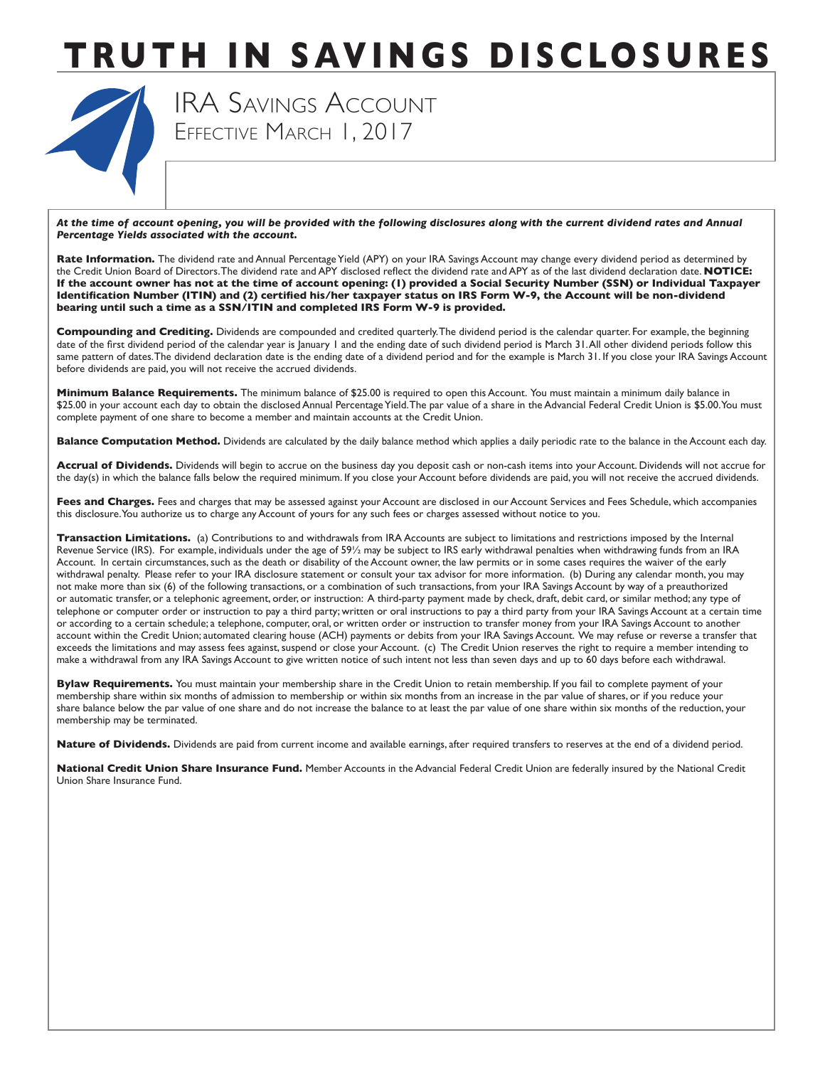# TRUTH IN SAVINGS DISCLOSURES

## IRA Savings Account

Effective March 1, 2017

***At the time of account opening, you will be provided with the following disclosures along with the current dividend rates and Annual Percentage Yields associated with the account.***

**Rate Information.** The dividend rate and Annual Percentage Yield (APY) on your IRA Savings Account may change every dividend period as determined by the Credit Union Board of Directors. The dividend rate and APY disclosed reflect the dividend rate and APY as of the last dividend declaration date. **NOTICE: If the account owner has not at the time of account opening: (1) provided a Social Security Number (SSN) or Individual Taxpayer Identification Number (ITIN) and (2) certified his/her taxpayer status on IRS Form W-9, the Account will be non-dividend bearing until such a time as a SSN/ITIN and completed IRS Form W-9 is provided.**

**Compounding and Crediting.** Dividends are compounded and credited quarterly. The dividend period is the calendar quarter. For example, the beginning date of the first dividend period of the calendar year is January 1 and the ending date of such dividend period is March 31. All other dividend periods follow this same pattern of dates. The dividend declaration date is the ending date of a dividend period and for the example is March 31. If you close your IRA Savings Account before dividends are paid, you will not receive the accrued dividends.

**Minimum Balance Requirements.** The minimum balance of $25.00 is required to open this Account. You must maintain a minimum daily balance in $25.00 in your account each day to obtain the disclosed Annual Percentage Yield. The par value of a share in the Advancial Federal Credit Union is $5.00. You must complete payment of one share to become a member and maintain accounts at the Credit Union.

**Balance Computation Method.** Dividends are calculated by the daily balance method which applies a daily periodic rate to the balance in the Account each day.

**Accrual of Dividends.** Dividends will begin to accrue on the business day you deposit cash or non-cash items into your Account. Dividends will not accrue for the day(s) in which the balance falls below the required minimum. If you close your Account before dividends are paid, you will not receive the accrued dividends.

**Fees and Charges.** Fees and charges that may be assessed against your Account are disclosed in our Account Services and Fees Schedule, which accompanies this disclosure. You authorize us to charge any Account of yours for any such fees or charges assessed without notice to you.

**Transaction Limitations.** (a) Contributions to and withdrawals from IRA Accounts are subject to limitations and restrictions imposed by the Internal Revenue Service (IRS). For example, individuals under the age of 59½ may be subject to IRS early withdrawal penalties when withdrawing funds from an IRA Account. In certain circumstances, such as the death or disability of the Account owner, the law permits or in some cases requires the waiver of the early withdrawal penalty. Please refer to your IRA disclosure statement or consult your tax advisor for more information. (b) During any calendar month, you may not make more than six (6) of the following transactions, or a combination of such transactions, from your IRA Savings Account by way of a preauthorized or automatic transfer, or a telephonic agreement, order, or instruction: A third-party payment made by check, draft, debit card, or similar method; any type of telephone or computer order or instruction to pay a third party; written or oral instructions to pay a third party from your IRA Savings Account at a certain time or according to a certain schedule; a telephone, computer, oral, or written order or instruction to transfer money from your IRA Savings Account to another account within the Credit Union; automated clearing house (ACH) payments or debits from your IRA Savings Account. We may refuse or reverse a transfer that exceeds the limitations and may assess fees against, suspend or close your Account. (c) The Credit Union reserves the right to require a member intending to make a withdrawal from any IRA Savings Account to give written notice of such intent not less than seven days and up to 60 days before each withdrawal.

**Bylaw Requirements.** You must maintain your membership share in the Credit Union to retain membership. If you fail to complete payment of your membership share within six months of admission to membership or within six months from an increase in the par value of shares, or if you reduce your share balance below the par value of one share and do not increase the balance to at least the par value of one share within six months of the reduction, your membership may be terminated.

**Nature of Dividends.** Dividends are paid from current income and available earnings, after required transfers to reserves at the end of a dividend period.

**National Credit Union Share Insurance Fund.** Member Accounts in the Advancial Federal Credit Union are federally insured by the National Credit Union Share Insurance Fund.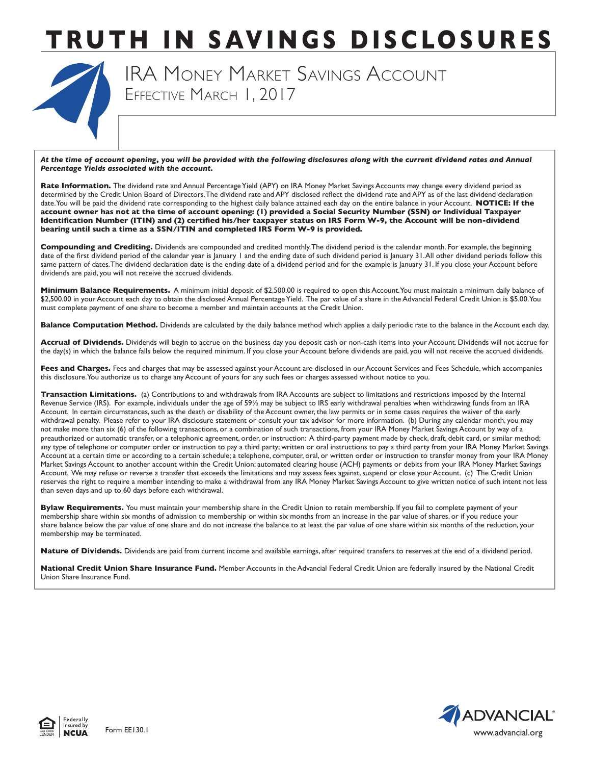# TRUTH IN SAVINGS DISCLOSURES

## IRA Money Market Savings Account

Effective March 1, 2017

***At the time of account opening, you will be provided with the following disclosures along with the current dividend rates and Annual Percentage Yields associated with the account.***

**Rate Information.** The dividend rate and Annual Percentage Yield (APY) on IRA Money Market Savings Accounts may change every dividend period as determined by the Credit Union Board of Directors. The dividend rate and APY disclosed reflect the dividend rate and APY as of the last dividend declaration date. You will be paid the dividend rate corresponding to the highest daily balance attained each day on the entire balance in your Account. **NOTICE: If the account owner has not at the time of account opening: (1) provided a Social Security Number (SSN) or Individual Taxpayer Identification Number (ITIN) and (2) certified his/her taxpayer status on IRS Form W-9, the Account will be non-dividend bearing until such a time as a SSN/ITIN and completed IRS Form W-9 is provided.**

**Compounding and Crediting.** Dividends are compounded and credited monthly. The dividend period is the calendar month. For example, the beginning date of the first dividend period of the calendar year is January 1 and the ending date of such dividend period is January 31. All other dividend periods follow this same pattern of dates. The dividend declaration date is the ending date of a dividend period and for the example is January 31. If you close your Account before dividends are paid, you will not receive the accrued dividends.

**Minimum Balance Requirements.** A minimum initial deposit of $2,500.00 is required to open this Account. You must maintain a minimum daily balance of $2,500.00 in your Account each day to obtain the disclosed Annual Percentage Yield. The par value of a share in the Advancial Federal Credit Union is $5.00. You must complete payment of one share to become a member and maintain accounts at the Credit Union.

**Balance Computation Method.** Dividends are calculated by the daily balance method which applies a daily periodic rate to the balance in the Account each day.

**Accrual of Dividends.** Dividends will begin to accrue on the business day you deposit cash or non-cash items into your Account. Dividends will not accrue for the day(s) in which the balance falls below the required minimum. If you close your Account before dividends are paid, you will not receive the accrued dividends.

**Fees and Charges.** Fees and charges that may be assessed against your Account are disclosed in our Account Services and Fees Schedule, which accompanies this disclosure. You authorize us to charge any Account of yours for any such fees or charges assessed without notice to you.

**Transaction Limitations.** (a) Contributions to and withdrawals from IRA Accounts are subject to limitations and restrictions imposed by the Internal Revenue Service (IRS). For example, individuals under the age of 59½ may be subject to IRS early withdrawal penalties when withdrawing funds from an IRA Account. In certain circumstances, such as the death or disability of the Account owner, the law permits or in some cases requires the waiver of the early withdrawal penalty. Please refer to your IRA disclosure statement or consult your tax advisor for more information. (b) During any calendar month, you may not make more than six (6) of the following transactions, or a combination of such transactions, from your IRA Money Market Savings Account by way of a preauthorized or automatic transfer, or a telephonic agreement, order, or instruction: A third-party payment made by check, draft, debit card, or similar method; any type of telephone or computer order or instruction to pay a third party; written or oral instructions to pay a third party from your IRA Money Market Savings Account at a certain time or according to a certain schedule; a telephone, computer, oral, or written order or instruction to transfer money from your IRA Money Market Savings Account to another account within the Credit Union; automated clearing house (ACH) payments or debits from your IRA Money Market Savings Account. We may refuse or reverse a transfer that exceeds the limitations and may assess fees against, suspend or close your Account. (c) The Credit Union reserves the right to require a member intending to make a withdrawal from any IRA Money Market Savings Account to give written notice of such intent not less than seven days and up to 60 days before each withdrawal.

**Bylaw Requirements.** You must maintain your membership share in the Credit Union to retain membership. If you fail to complete payment of your membership share within six months of admission to membership or within six months from an increase in the par value of shares, or if you reduce your share balance below the par value of one share and do not increase the balance to at least the par value of one share within six months of the reduction, your membership may be terminated.

**Nature of Dividends.** Dividends are paid from current income and available earnings, after required transfers to reserves at the end of a dividend period.

**National Credit Union Share Insurance Fund.** Member Accounts in the Advancial Federal Credit Union are federally insured by the National Credit Union Share Insurance Fund.

Equal Housing Lender | Federally Insured by NCUA

Form EE130.1

ADVANCIAL®
www.advancial.org